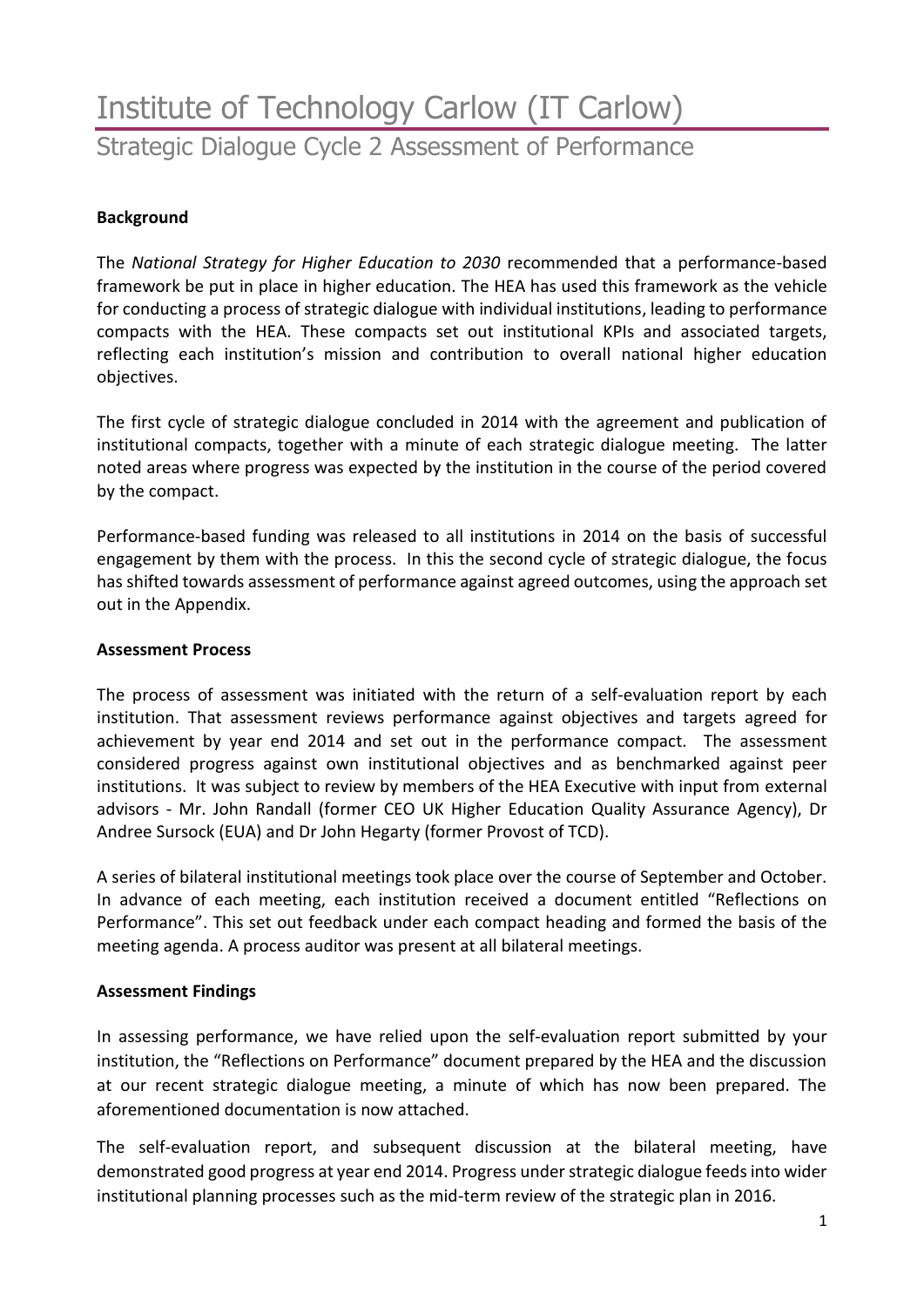# Institute of Technology Carlow (IT Carlow)

## Strategic Dialogue Cycle 2 Assessment of Performance

**Background**

The *National Strategy for Higher Education to 2030* recommended that a performance-based framework be put in place in higher education. The HEA has used this framework as the vehicle for conducting a process of strategic dialogue with individual institutions, leading to performance compacts with the HEA. These compacts set out institutional KPIs and associated targets, reflecting each institution's mission and contribution to overall national higher education objectives.

The first cycle of strategic dialogue concluded in 2014 with the agreement and publication of institutional compacts, together with a minute of each strategic dialogue meeting. The latter noted areas where progress was expected by the institution in the course of the period covered by the compact.

Performance-based funding was released to all institutions in 2014 on the basis of successful engagement by them with the process. In this the second cycle of strategic dialogue, the focus has shifted towards assessment of performance against agreed outcomes, using the approach set out in the Appendix.

**Assessment Process**

The process of assessment was initiated with the return of a self-evaluation report by each institution. That assessment reviews performance against objectives and targets agreed for achievement by year end 2014 and set out in the performance compact. The assessment considered progress against own institutional objectives and as benchmarked against peer institutions. It was subject to review by members of the HEA Executive with input from external advisors - Mr. John Randall (former CEO UK Higher Education Quality Assurance Agency), Dr Andree Sursock (EUA) and Dr John Hegarty (former Provost of TCD).

A series of bilateral institutional meetings took place over the course of September and October. In advance of each meeting, each institution received a document entitled "Reflections on Performance". This set out feedback under each compact heading and formed the basis of the meeting agenda. A process auditor was present at all bilateral meetings.

**Assessment Findings**

In assessing performance, we have relied upon the self-evaluation report submitted by your institution, the "Reflections on Performance" document prepared by the HEA and the discussion at our recent strategic dialogue meeting, a minute of which has now been prepared. The aforementioned documentation is now attached.

The self-evaluation report, and subsequent discussion at the bilateral meeting, have demonstrated good progress at year end 2014. Progress under strategic dialogue feeds into wider institutional planning processes such as the mid-term review of the strategic plan in 2016.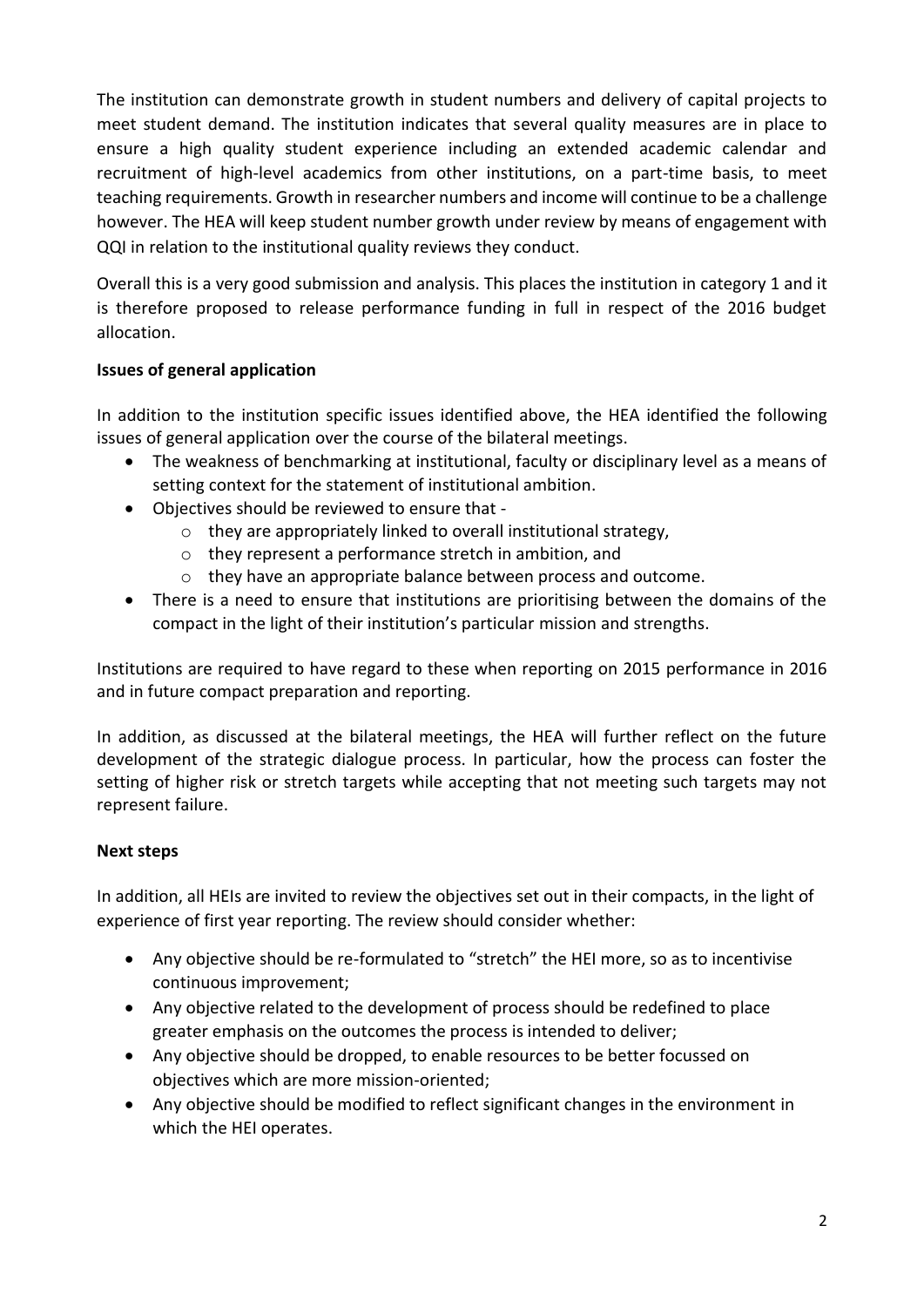The institution can demonstrate growth in student numbers and delivery of capital projects to meet student demand. The institution indicates that several quality measures are in place to ensure a high quality student experience including an extended academic calendar and recruitment of high-level academics from other institutions, on a part-time basis, to meet teaching requirements. Growth in researcher numbers and income will continue to be a challenge however. The HEA will keep student number growth under review by means of engagement with QQI in relation to the institutional quality reviews they conduct.

Overall this is a very good submission and analysis. This places the institution in category 1 and it is therefore proposed to release performance funding in full in respect of the 2016 budget allocation.

**Issues of general application**

In addition to the institution specific issues identified above, the HEA identified the following issues of general application over the course of the bilateral meetings.

- The weakness of benchmarking at institutional, faculty or disciplinary level as a means of setting context for the statement of institutional ambition.
- Objectives should be reviewed to ensure that -
  - they are appropriately linked to overall institutional strategy,
  - they represent a performance stretch in ambition, and
  - they have an appropriate balance between process and outcome.
- There is a need to ensure that institutions are prioritising between the domains of the compact in the light of their institution's particular mission and strengths.

Institutions are required to have regard to these when reporting on 2015 performance in 2016 and in future compact preparation and reporting.

In addition, as discussed at the bilateral meetings, the HEA will further reflect on the future development of the strategic dialogue process. In particular, how the process can foster the setting of higher risk or stretch targets while accepting that not meeting such targets may not represent failure.

**Next steps**

In addition, all HEIs are invited to review the objectives set out in their compacts, in the light of experience of first year reporting. The review should consider whether:

- Any objective should be re-formulated to "stretch" the HEI more, so as to incentivise continuous improvement;
- Any objective related to the development of process should be redefined to place greater emphasis on the outcomes the process is intended to deliver;
- Any objective should be dropped, to enable resources to be better focussed on objectives which are more mission-oriented;
- Any objective should be modified to reflect significant changes in the environment in which the HEI operates.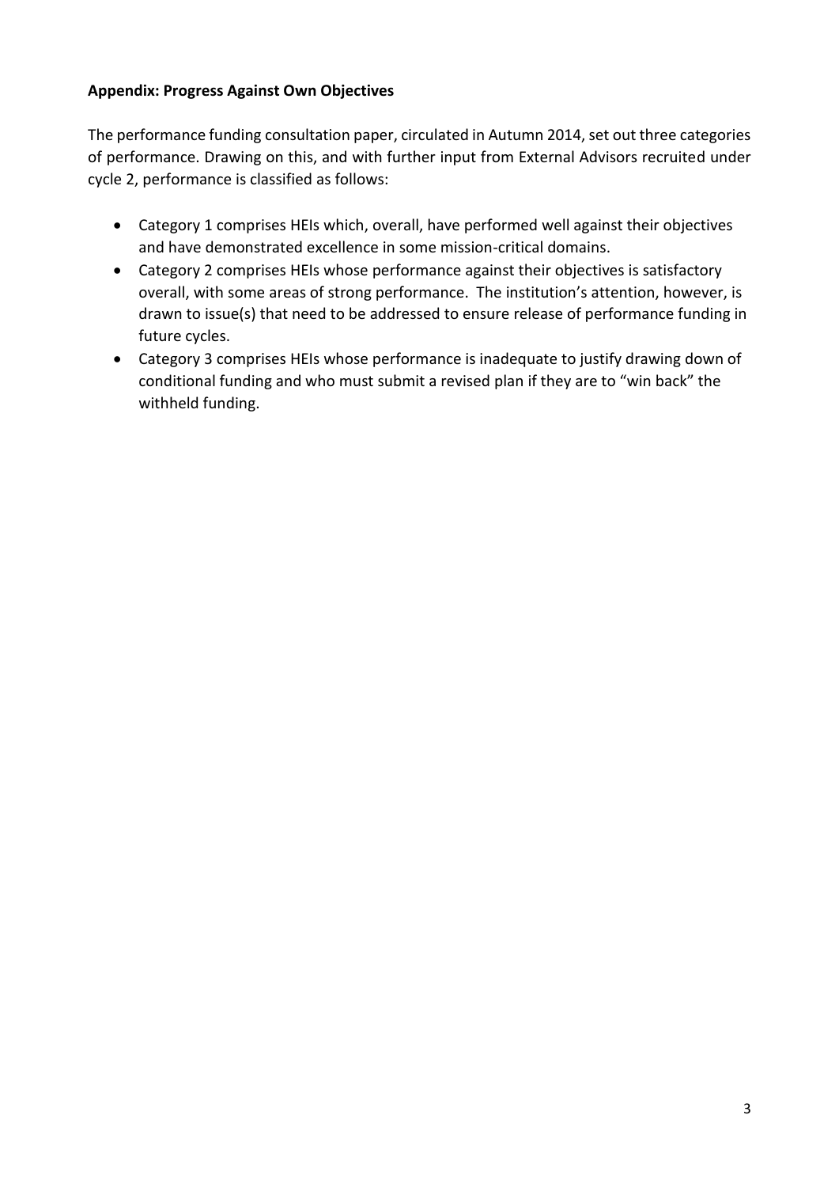**Appendix: Progress Against Own Objectives**

The performance funding consultation paper, circulated in Autumn 2014, set out three categories of performance. Drawing on this, and with further input from External Advisors recruited under cycle 2, performance is classified as follows:

- Category 1 comprises HEIs which, overall, have performed well against their objectives and have demonstrated excellence in some mission-critical domains.
- Category 2 comprises HEIs whose performance against their objectives is satisfactory overall, with some areas of strong performance. The institution's attention, however, is drawn to issue(s) that need to be addressed to ensure release of performance funding in future cycles.
- Category 3 comprises HEIs whose performance is inadequate to justify drawing down of conditional funding and who must submit a revised plan if they are to "win back" the withheld funding.